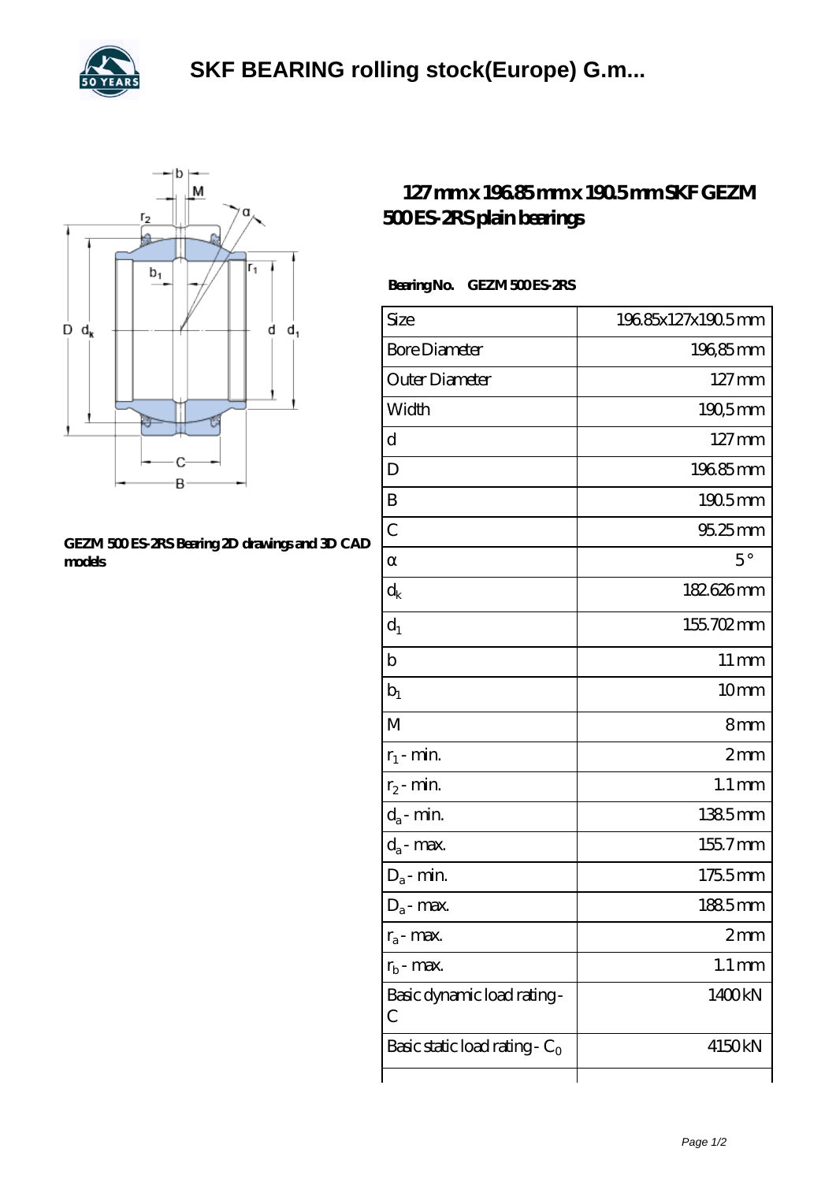# SKF BEARING rolling stock(Europe) G.m...

GEZM 500 ES-2RS Bearing 2D drawings and 3D CAD models

## 127 mm x 196.85 mm x 190.5 mm SKF GEZM 500 ES-2RS plain bearings

**Bearing No.** GEZM 500 ES-2RS

| Size | 196.85x127x190.5 mm |
|---|---|
| Bore Diameter | 196,85 mm |
| Outer Diameter | 127 mm |
| Width | 190,5 mm |
| d | 127 mm |
| D | 196.85 mm |
| B | 190.5 mm |
| C | 95.25 mm |
| α | 5 ° |
| $d_k$ | 182.626 mm |
| $d_1$ | 155.702 mm |
| b | 11 mm |
| $b_1$ | 10 mm |
| M | 8 mm |
| $r_1$ - min. | 2 mm |
| $r_2$ - min. | 1.1 mm |
| $d_a$ - min. | 138.5 mm |
| $d_a$ - max. | 155.7 mm |
| $D_a$ - min. | 175.5 mm |
| $D_a$ - max. | 188.5 mm |
| $r_a$ - max. | 2 mm |
| $r_b$ - max. | 1.1 mm |
| Basic dynamic load rating - C | 1400 kN |
| Basic static load rating - $C_0$ | 4150 kN |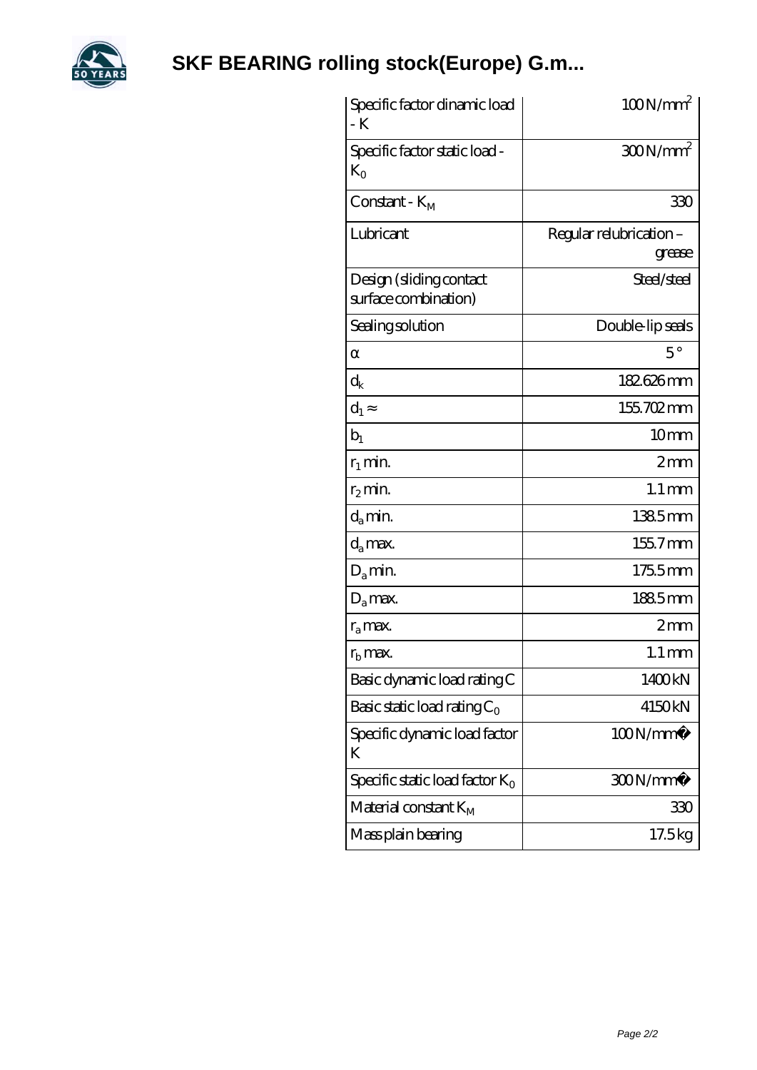# SKF BEARING rolling stock(Europe) G.m...

| | |
|---|---|
| Specific factor dinamic load - K | 100 N/mm$^2$ |
| Specific factor static load - $K_0$ | 300 N/mm$^2$ |
| Constant - $K_M$ | 330 |
| Lubricant | Regular relubrication – grease |
| Design (sliding contact surface combination) | Steel/steel |
| Sealing solution | Double-lip seals |
| α | 5 ° |
| $d_k$ | 182.626 mm |
| $d_1$ ≈ | 155.702 mm |
| $b_1$ | 10 mm |
| $r_1$ min. | 2 mm |
| $r_2$ min. | 1.1 mm |
| $d_a$ min. | 138.5 mm |
| $d_a$ max. | 155.7 mm |
| $D_a$ min. | 175.5 mm |
| $D_a$ max. | 188.5 mm |
| $r_a$ max. | 2 mm |
| $r_b$ max. | 1.1 mm |
| Basic dynamic load rating C | 1400 kN |
| Basic static load rating $C_0$ | 4150 kN |
| Specific dynamic load factor K | 100 N/mm� |
| Specific static load factor $K_0$ | 300 N/mm� |
| Material constant $K_M$ | 330 |
| Mass plain bearing | 17.5 kg |